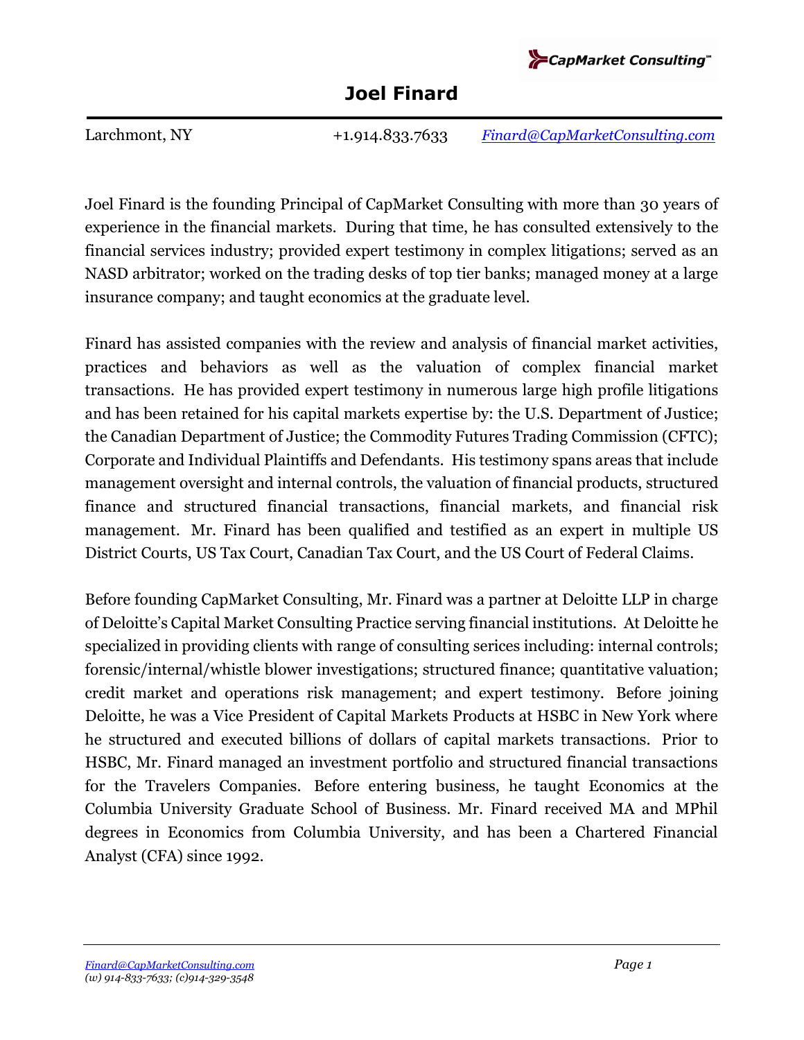CapMarket Consulting℠

# Joel Finard

Larchmont, NY +1.914.833.7633 [Finard@CapMarketConsulting.com](mailto:Finard@CapMarketConsulting.com)

Joel Finard is the founding Principal of CapMarket Consulting with more than 30 years of experience in the financial markets. During that time, he has consulted extensively to the financial services industry; provided expert testimony in complex litigations; served as an NASD arbitrator; worked on the trading desks of top tier banks; managed money at a large insurance company; and taught economics at the graduate level.

Finard has assisted companies with the review and analysis of financial market activities, practices and behaviors as well as the valuation of complex financial market transactions. He has provided expert testimony in numerous large high profile litigations and has been retained for his capital markets expertise by: the U.S. Department of Justice; the Canadian Department of Justice; the Commodity Futures Trading Commission (CFTC); Corporate and Individual Plaintiffs and Defendants. His testimony spans areas that include management oversight and internal controls, the valuation of financial products, structured finance and structured financial transactions, financial markets, and financial risk management. Mr. Finard has been qualified and testified as an expert in multiple US District Courts, US Tax Court, Canadian Tax Court, and the US Court of Federal Claims.

Before founding CapMarket Consulting, Mr. Finard was a partner at Deloitte LLP in charge of Deloitte's Capital Market Consulting Practice serving financial institutions. At Deloitte he specialized in providing clients with range of consulting serices including: internal controls; forensic/internal/whistle blower investigations; structured finance; quantitative valuation; credit market and operations risk management; and expert testimony. Before joining Deloitte, he was a Vice President of Capital Markets Products at HSBC in New York where he structured and executed billions of dollars of capital markets transactions. Prior to HSBC, Mr. Finard managed an investment portfolio and structured financial transactions for the Travelers Companies. Before entering business, he taught Economics at the Columbia University Graduate School of Business. Mr. Finard received MA and MPhil degrees in Economics from Columbia University, and has been a Chartered Financial Analyst (CFA) since 1992.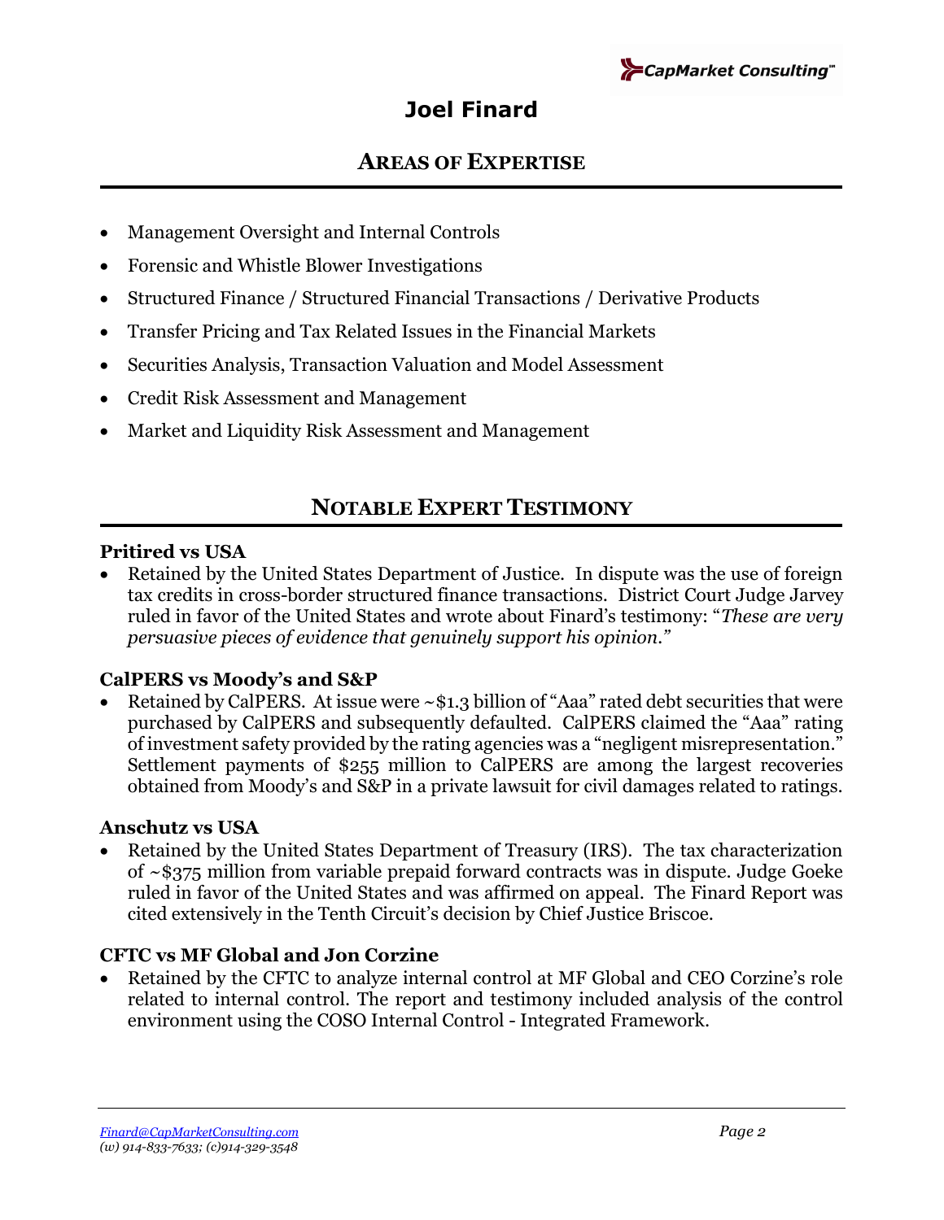# Joel Finard

## AREAS OF EXPERTISE

- Management Oversight and Internal Controls
- Forensic and Whistle Blower Investigations
- Structured Finance / Structured Financial Transactions / Derivative Products
- Transfer Pricing and Tax Related Issues in the Financial Markets
- Securities Analysis, Transaction Valuation and Model Assessment
- Credit Risk Assessment and Management
- Market and Liquidity Risk Assessment and Management

## NOTABLE EXPERT TESTIMONY

**Pritired vs USA**

- Retained by the United States Department of Justice. In dispute was the use of foreign tax credits in cross-border structured finance transactions. District Court Judge Jarvey ruled in favor of the United States and wrote about Finard's testimony: "*These are very persuasive pieces of evidence that genuinely support his opinion.*"

**CalPERS vs Moody's and S&P**

- Retained by CalPERS. At issue were ~$1.3 billion of "Aaa" rated debt securities that were purchased by CalPERS and subsequently defaulted. CalPERS claimed the "Aaa" rating of investment safety provided by the rating agencies was a "negligent misrepresentation." Settlement payments of $255 million to CalPERS are among the largest recoveries obtained from Moody's and S&P in a private lawsuit for civil damages related to ratings.

**Anschutz vs USA**

- Retained by the United States Department of Treasury (IRS). The tax characterization of ~$375 million from variable prepaid forward contracts was in dispute. Judge Goeke ruled in favor of the United States and was affirmed on appeal. The Finard Report was cited extensively in the Tenth Circuit's decision by Chief Justice Briscoe.

**CFTC vs MF Global and Jon Corzine**

- Retained by the CFTC to analyze internal control at MF Global and CEO Corzine's role related to internal control. The report and testimony included analysis of the control environment using the COSO Internal Control - Integrated Framework.

*Finard@CapMarketConsulting.com*
*(w) 914-833-7633; (c)914-329-3548*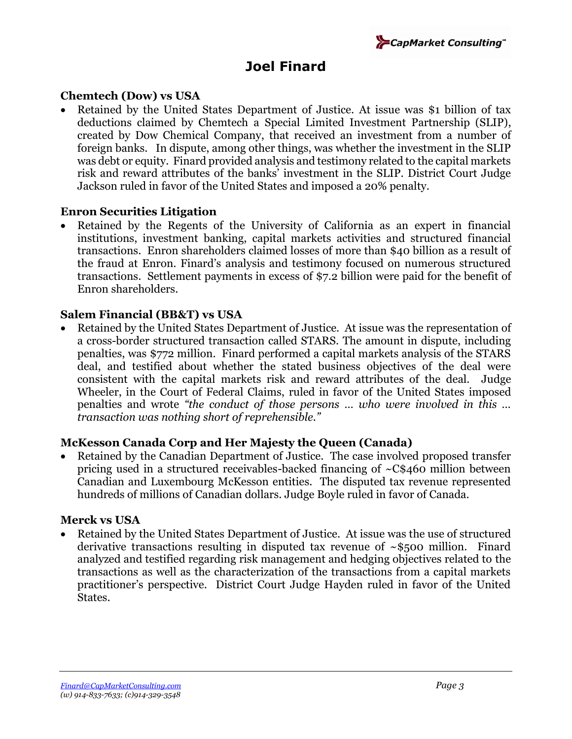## Chemtech (Dow) vs USA

- Retained by the United States Department of Justice. At issue was $1 billion of tax deductions claimed by Chemtech a Special Limited Investment Partnership (SLIP), created by Dow Chemical Company, that received an investment from a number of foreign banks. In dispute, among other things, was whether the investment in the SLIP was debt or equity. Finard provided analysis and testimony related to the capital markets risk and reward attributes of the banks' investment in the SLIP. District Court Judge Jackson ruled in favor of the United States and imposed a 20% penalty.

## Enron Securities Litigation

- Retained by the Regents of the University of California as an expert in financial institutions, investment banking, capital markets activities and structured financial transactions. Enron shareholders claimed losses of more than $40 billion as a result of the fraud at Enron. Finard's analysis and testimony focused on numerous structured transactions. Settlement payments in excess of $7.2 billion were paid for the benefit of Enron shareholders.

## Salem Financial (BB&T) vs USA

- Retained by the United States Department of Justice. At issue was the representation of a cross-border structured transaction called STARS. The amount in dispute, including penalties, was $772 million. Finard performed a capital markets analysis of the STARS deal, and testified about whether the stated business objectives of the deal were consistent with the capital markets risk and reward attributes of the deal. Judge Wheeler, in the Court of Federal Claims, ruled in favor of the United States imposed penalties and wrote *"the conduct of those persons … who were involved in this … transaction was nothing short of reprehensible."*

## McKesson Canada Corp and Her Majesty the Queen (Canada)

- Retained by the Canadian Department of Justice. The case involved proposed transfer pricing used in a structured receivables-backed financing of ~C$460 million between Canadian and Luxembourg McKesson entities. The disputed tax revenue represented hundreds of millions of Canadian dollars. Judge Boyle ruled in favor of Canada.

## Merck vs USA

- Retained by the United States Department of Justice. At issue was the use of structured derivative transactions resulting in disputed tax revenue of ~$500 million. Finard analyzed and testified regarding risk management and hedging objectives related to the transactions as well as the characterization of the transactions from a capital markets practitioner's perspective. District Court Judge Hayden ruled in favor of the United States.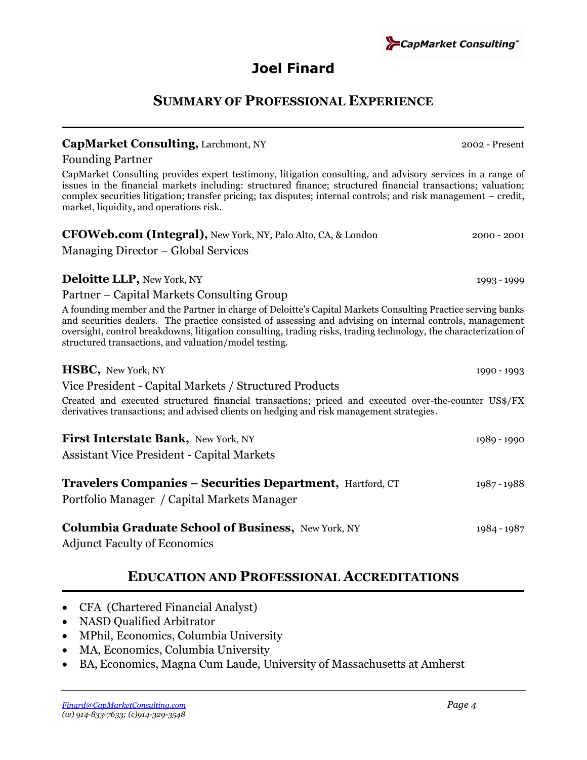# Joel Finard

## Summary of Professional Experience

**CapMarket Consulting,** Larchmont, NY — 2002 - Present

Founding Partner

CapMarket Consulting provides expert testimony, litigation consulting, and advisory services in a range of issues in the financial markets including: structured finance; structured financial transactions; valuation; complex securities litigation; transfer pricing; tax disputes; internal controls; and risk management – credit, market, liquidity, and operations risk.

**CFOWeb.com (Integral),** New York, NY, Palo Alto, CA, & London — 2000 - 2001

Managing Director – Global Services

**Deloitte LLP,** New York, NY — 1993 - 1999

Partner – Capital Markets Consulting Group

A founding member and the Partner in charge of Deloitte's Capital Markets Consulting Practice serving banks and securities dealers. The practice consisted of assessing and advising on internal controls, management oversight, control breakdowns, litigation consulting, trading risks, trading technology, the characterization of structured transactions, and valuation/model testing.

**HSBC,** New York, NY — 1990 - 1993

Vice President - Capital Markets / Structured Products

Created and executed structured financial transactions; priced and executed over-the-counter US$/FX derivatives transactions; and advised clients on hedging and risk management strategies.

**First Interstate Bank,** New York, NY — 1989 - 1990

Assistant Vice President - Capital Markets

**Travelers Companies – Securities Department,** Hartford, CT — 1987 - 1988

Portfolio Manager / Capital Markets Manager

**Columbia Graduate School of Business,** New York, NY — 1984 - 1987

Adjunct Faculty of Economics

## Education and Professional Accreditations

- CFA (Chartered Financial Analyst)
- NASD Qualified Arbitrator
- MPhil, Economics, Columbia University
- MA, Economics, Columbia University
- BA, Economics, Magna Cum Laude, University of Massachusetts at Amherst

*Finard@CapMarketConsulting.com*
*(w) 914-833-7633; (c)914-329-3548*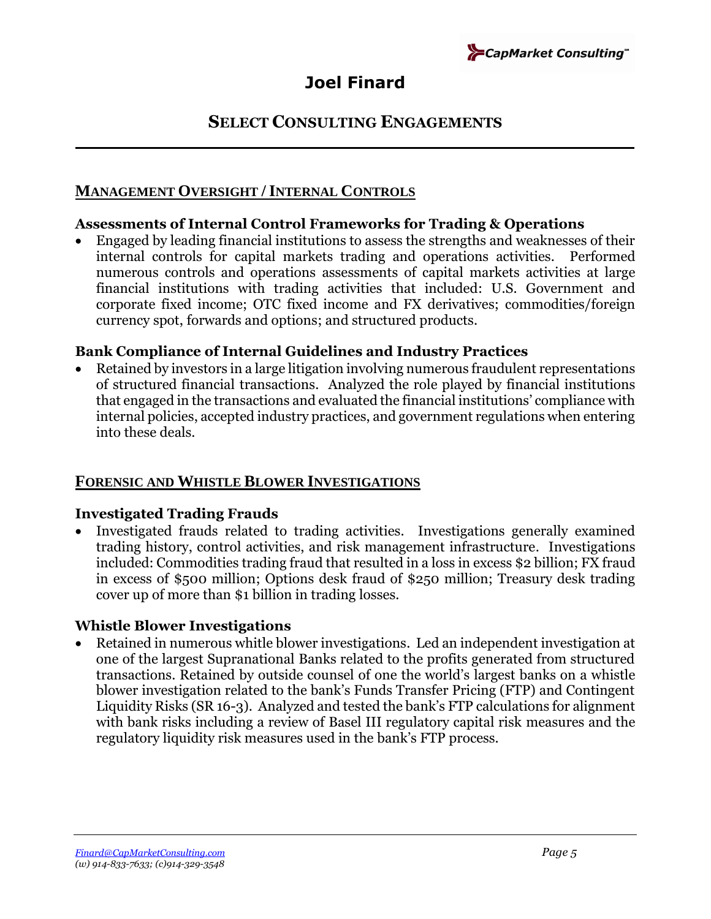# Joel Finard

## SELECT CONSULTING ENGAGEMENTS

### MANAGEMENT OVERSIGHT / INTERNAL CONTROLS

**Assessments of Internal Control Frameworks for Trading & Operations**

- Engaged by leading financial institutions to assess the strengths and weaknesses of their internal controls for capital markets trading and operations activities. Performed numerous controls and operations assessments of capital markets activities at large financial institutions with trading activities that included: U.S. Government and corporate fixed income; OTC fixed income and FX derivatives; commodities/foreign currency spot, forwards and options; and structured products.

**Bank Compliance of Internal Guidelines and Industry Practices**

- Retained by investors in a large litigation involving numerous fraudulent representations of structured financial transactions. Analyzed the role played by financial institutions that engaged in the transactions and evaluated the financial institutions' compliance with internal policies, accepted industry practices, and government regulations when entering into these deals.

### FORENSIC AND WHISTLE BLOWER INVESTIGATIONS

**Investigated Trading Frauds**

- Investigated frauds related to trading activities. Investigations generally examined trading history, control activities, and risk management infrastructure. Investigations included: Commodities trading fraud that resulted in a loss in excess $2 billion; FX fraud in excess of $500 million; Options desk fraud of $250 million; Treasury desk trading cover up of more than $1 billion in trading losses.

**Whistle Blower Investigations**

- Retained in numerous whitle blower investigations. Led an independent investigation at one of the largest Supranational Banks related to the profits generated from structured transactions. Retained by outside counsel of one the world's largest banks on a whistle blower investigation related to the bank's Funds Transfer Pricing (FTP) and Contingent Liquidity Risks (SR 16-3). Analyzed and tested the bank's FTP calculations for alignment with bank risks including a review of Basel III regulatory capital risk measures and the regulatory liquidity risk measures used in the bank's FTP process.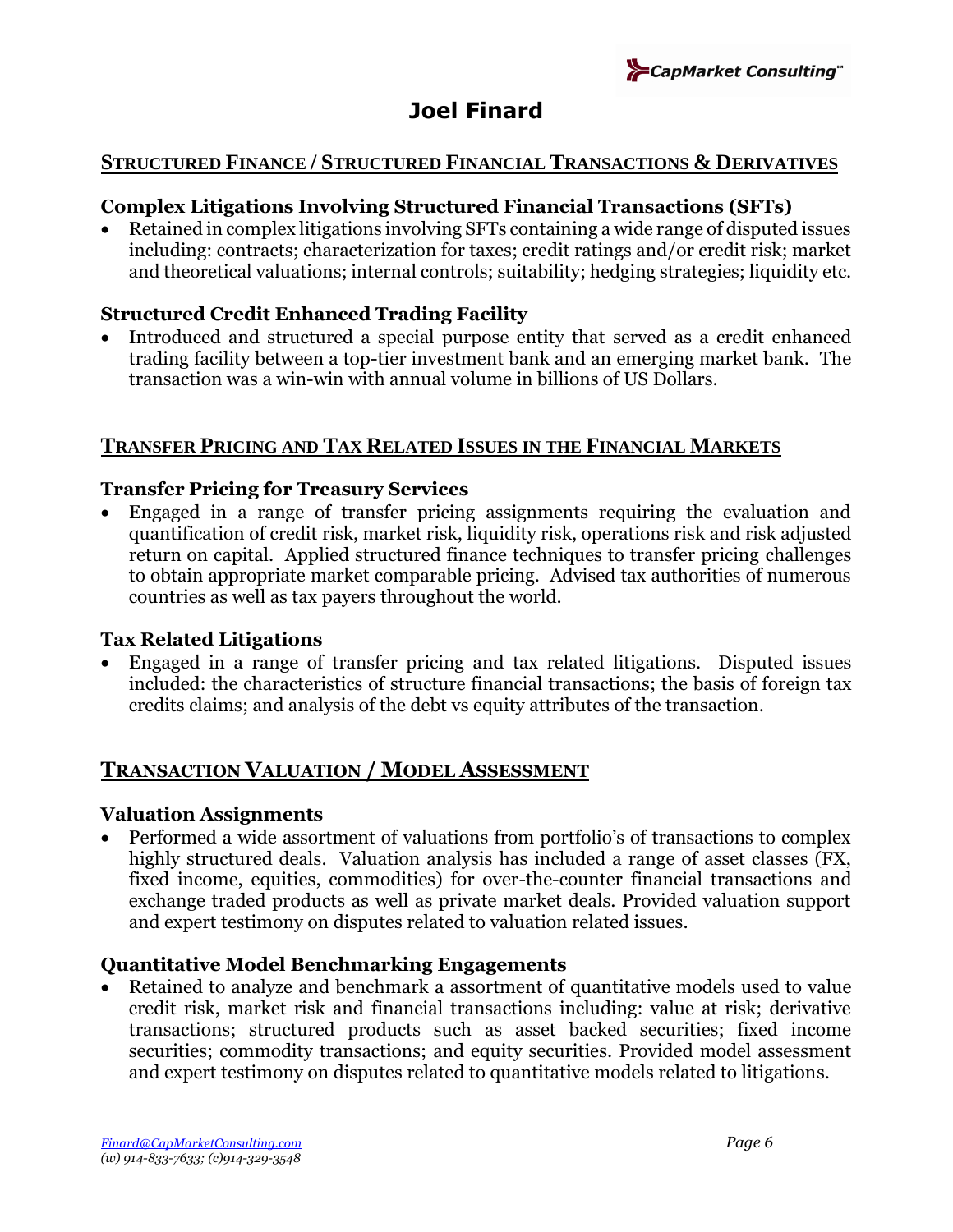# Joel Finard

## STRUCTURED FINANCE / STRUCTURED FINANCIAL TRANSACTIONS & DERIVATIVES

### Complex Litigations Involving Structured Financial Transactions (SFTs)

- Retained in complex litigations involving SFTs containing a wide range of disputed issues including: contracts; characterization for taxes; credit ratings and/or credit risk; market and theoretical valuations; internal controls; suitability; hedging strategies; liquidity etc.

### Structured Credit Enhanced Trading Facility

- Introduced and structured a special purpose entity that served as a credit enhanced trading facility between a top-tier investment bank and an emerging market bank. The transaction was a win-win with annual volume in billions of US Dollars.

## TRANSFER PRICING AND TAX RELATED ISSUES IN THE FINANCIAL MARKETS

### Transfer Pricing for Treasury Services

- Engaged in a range of transfer pricing assignments requiring the evaluation and quantification of credit risk, market risk, liquidity risk, operations risk and risk adjusted return on capital. Applied structured finance techniques to transfer pricing challenges to obtain appropriate market comparable pricing. Advised tax authorities of numerous countries as well as tax payers throughout the world.

### Tax Related Litigations

- Engaged in a range of transfer pricing and tax related litigations. Disputed issues included: the characteristics of structure financial transactions; the basis of foreign tax credits claims; and analysis of the debt vs equity attributes of the transaction.

## TRANSACTION VALUATION / MODEL ASSESSMENT

### Valuation Assignments

- Performed a wide assortment of valuations from portfolio's of transactions to complex highly structured deals. Valuation analysis has included a range of asset classes (FX, fixed income, equities, commodities) for over-the-counter financial transactions and exchange traded products as well as private market deals. Provided valuation support and expert testimony on disputes related to valuation related issues.

### Quantitative Model Benchmarking Engagements

- Retained to analyze and benchmark a assortment of quantitative models used to value credit risk, market risk and financial transactions including: value at risk; derivative transactions; structured products such as asset backed securities; fixed income securities; commodity transactions; and equity securities. Provided model assessment and expert testimony on disputes related to quantitative models related to litigations.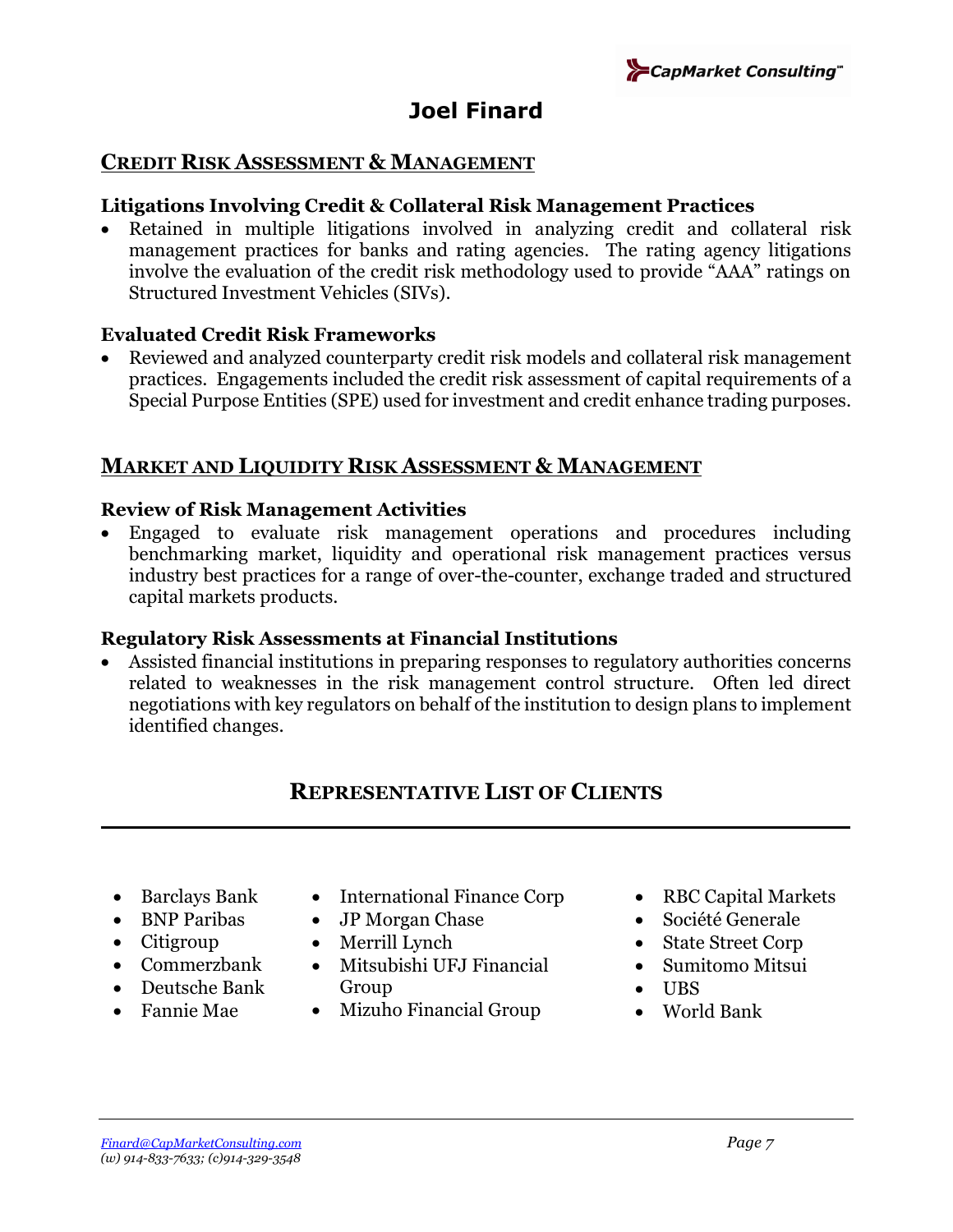# Joel Finard

## Credit Risk Assessment & Management

### Litigations Involving Credit & Collateral Risk Management Practices

- Retained in multiple litigations involved in analyzing credit and collateral risk management practices for banks and rating agencies. The rating agency litigations involve the evaluation of the credit risk methodology used to provide "AAA" ratings on Structured Investment Vehicles (SIVs).

### Evaluated Credit Risk Frameworks

- Reviewed and analyzed counterparty credit risk models and collateral risk management practices. Engagements included the credit risk assessment of capital requirements of a Special Purpose Entities (SPE) used for investment and credit enhance trading purposes.

## Market and Liquidity Risk Assessment & Management

### Review of Risk Management Activities

- Engaged to evaluate risk management operations and procedures including benchmarking market, liquidity and operational risk management practices versus industry best practices for a range of over-the-counter, exchange traded and structured capital markets products.

### Regulatory Risk Assessments at Financial Institutions

- Assisted financial institutions in preparing responses to regulatory authorities concerns related to weaknesses in the risk management control structure. Often led direct negotiations with key regulators on behalf of the institution to design plans to implement identified changes.

## Representative List of Clients

- Barclays Bank
- BNP Paribas
- Citigroup
- Commerzbank
- Deutsche Bank
- Fannie Mae
- International Finance Corp
- JP Morgan Chase
- Merrill Lynch
- Mitsubishi UFJ Financial Group
- Mizuho Financial Group
- RBC Capital Markets
- Société Generale
- State Street Corp
- Sumitomo Mitsui
- UBS
- World Bank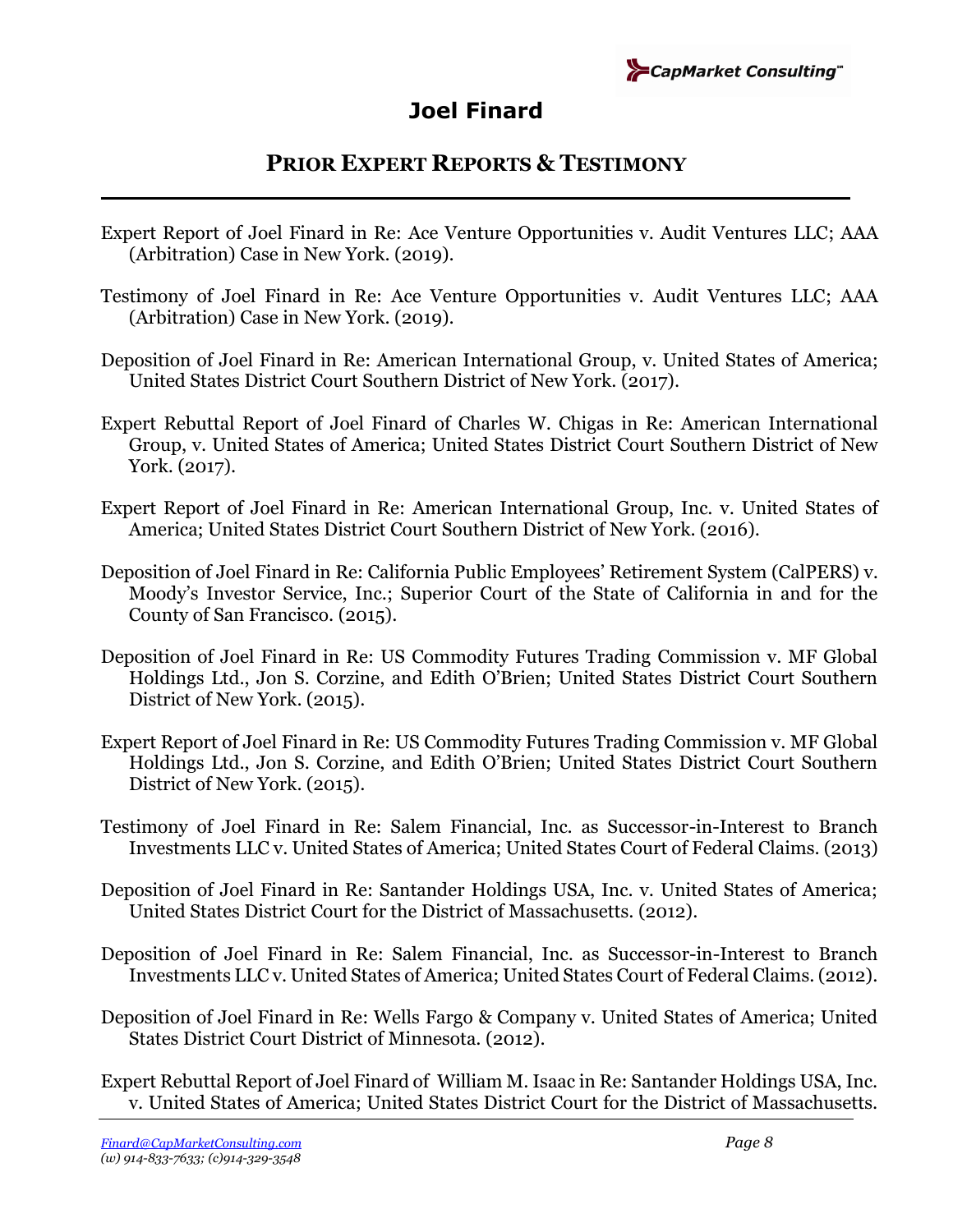# Joel Finard

## PRIOR EXPERT REPORTS & TESTIMONY

Expert Report of Joel Finard in Re: Ace Venture Opportunities v. Audit Ventures LLC; AAA (Arbitration) Case in New York. (2019).

Testimony of Joel Finard in Re: Ace Venture Opportunities v. Audit Ventures LLC; AAA (Arbitration) Case in New York. (2019).

Deposition of Joel Finard in Re: American International Group, v. United States of America; United States District Court Southern District of New York. (2017).

Expert Rebuttal Report of Joel Finard of Charles W. Chigas in Re: American International Group, v. United States of America; United States District Court Southern District of New York. (2017).

Expert Report of Joel Finard in Re: American International Group, Inc. v. United States of America; United States District Court Southern District of New York. (2016).

Deposition of Joel Finard in Re: California Public Employees' Retirement System (CalPERS) v. Moody's Investor Service, Inc.; Superior Court of the State of California in and for the County of San Francisco. (2015).

Deposition of Joel Finard in Re: US Commodity Futures Trading Commission v. MF Global Holdings Ltd., Jon S. Corzine, and Edith O'Brien; United States District Court Southern District of New York. (2015).

Expert Report of Joel Finard in Re: US Commodity Futures Trading Commission v. MF Global Holdings Ltd., Jon S. Corzine, and Edith O'Brien; United States District Court Southern District of New York. (2015).

Testimony of Joel Finard in Re: Salem Financial, Inc. as Successor-in-Interest to Branch Investments LLC v. United States of America; United States Court of Federal Claims. (2013)

Deposition of Joel Finard in Re: Santander Holdings USA, Inc. v. United States of America; United States District Court for the District of Massachusetts. (2012).

Deposition of Joel Finard in Re: Salem Financial, Inc. as Successor-in-Interest to Branch Investments LLC v. United States of America; United States Court of Federal Claims. (2012).

Deposition of Joel Finard in Re: Wells Fargo & Company v. United States of America; United States District Court District of Minnesota. (2012).

Expert Rebuttal Report of Joel Finard of William M. Isaac in Re: Santander Holdings USA, Inc. v. United States of America; United States District Court for the District of Massachusetts.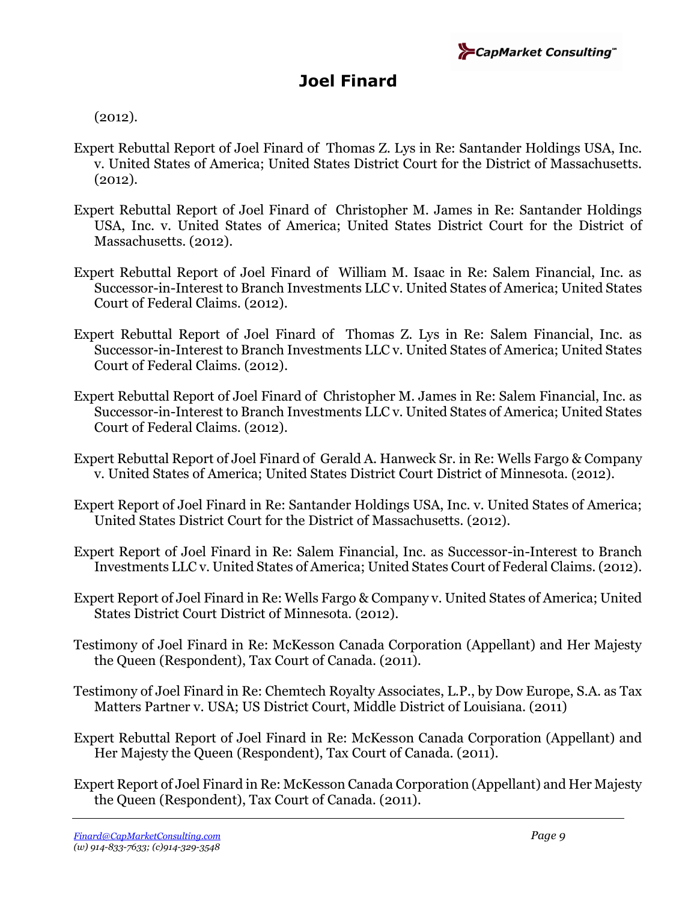(2012).

Expert Rebuttal Report of Joel Finard of Thomas Z. Lys in Re: Santander Holdings USA, Inc. v. United States of America; United States District Court for the District of Massachusetts. (2012).

Expert Rebuttal Report of Joel Finard of Christopher M. James in Re: Santander Holdings USA, Inc. v. United States of America; United States District Court for the District of Massachusetts. (2012).

Expert Rebuttal Report of Joel Finard of William M. Isaac in Re: Salem Financial, Inc. as Successor-in-Interest to Branch Investments LLC v. United States of America; United States Court of Federal Claims. (2012).

Expert Rebuttal Report of Joel Finard of Thomas Z. Lys in Re: Salem Financial, Inc. as Successor-in-Interest to Branch Investments LLC v. United States of America; United States Court of Federal Claims. (2012).

Expert Rebuttal Report of Joel Finard of Christopher M. James in Re: Salem Financial, Inc. as Successor-in-Interest to Branch Investments LLC v. United States of America; United States Court of Federal Claims. (2012).

Expert Rebuttal Report of Joel Finard of Gerald A. Hanweck Sr. in Re: Wells Fargo & Company v. United States of America; United States District Court District of Minnesota. (2012).

Expert Report of Joel Finard in Re: Santander Holdings USA, Inc. v. United States of America; United States District Court for the District of Massachusetts. (2012).

Expert Report of Joel Finard in Re: Salem Financial, Inc. as Successor-in-Interest to Branch Investments LLC v. United States of America; United States Court of Federal Claims. (2012).

Expert Report of Joel Finard in Re: Wells Fargo & Company v. United States of America; United States District Court District of Minnesota. (2012).

Testimony of Joel Finard in Re: McKesson Canada Corporation (Appellant) and Her Majesty the Queen (Respondent), Tax Court of Canada. (2011).

Testimony of Joel Finard in Re: Chemtech Royalty Associates, L.P., by Dow Europe, S.A. as Tax Matters Partner v. USA; US District Court, Middle District of Louisiana. (2011)

Expert Rebuttal Report of Joel Finard in Re: McKesson Canada Corporation (Appellant) and Her Majesty the Queen (Respondent), Tax Court of Canada. (2011).

Expert Report of Joel Finard in Re: McKesson Canada Corporation (Appellant) and Her Majesty the Queen (Respondent), Tax Court of Canada. (2011).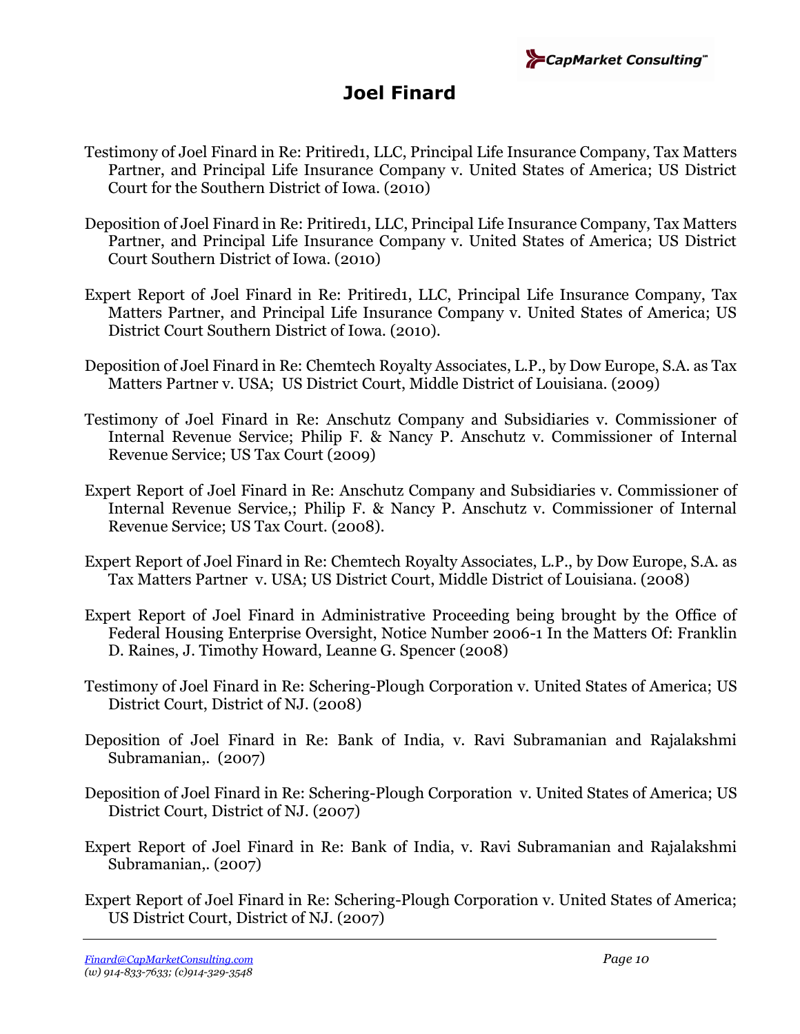# Joel Finard

Testimony of Joel Finard in Re: Pritired1, LLC, Principal Life Insurance Company, Tax Matters Partner, and Principal Life Insurance Company v. United States of America; US District Court for the Southern District of Iowa. (2010)

Deposition of Joel Finard in Re: Pritired1, LLC, Principal Life Insurance Company, Tax Matters Partner, and Principal Life Insurance Company v. United States of America; US District Court Southern District of Iowa. (2010)

Expert Report of Joel Finard in Re: Pritired1, LLC, Principal Life Insurance Company, Tax Matters Partner, and Principal Life Insurance Company v. United States of America; US District Court Southern District of Iowa. (2010).

Deposition of Joel Finard in Re: Chemtech Royalty Associates, L.P., by Dow Europe, S.A. as Tax Matters Partner v. USA; US District Court, Middle District of Louisiana. (2009)

Testimony of Joel Finard in Re: Anschutz Company and Subsidiaries v. Commissioner of Internal Revenue Service; Philip F. & Nancy P. Anschutz v. Commissioner of Internal Revenue Service; US Tax Court (2009)

Expert Report of Joel Finard in Re: Anschutz Company and Subsidiaries v. Commissioner of Internal Revenue Service,; Philip F. & Nancy P. Anschutz v. Commissioner of Internal Revenue Service; US Tax Court. (2008).

Expert Report of Joel Finard in Re: Chemtech Royalty Associates, L.P., by Dow Europe, S.A. as Tax Matters Partner v. USA; US District Court, Middle District of Louisiana. (2008)

Expert Report of Joel Finard in Administrative Proceeding being brought by the Office of Federal Housing Enterprise Oversight, Notice Number 2006-1 In the Matters Of: Franklin D. Raines, J. Timothy Howard, Leanne G. Spencer (2008)

Testimony of Joel Finard in Re: Schering-Plough Corporation v. United States of America; US District Court, District of NJ. (2008)

Deposition of Joel Finard in Re: Bank of India, v. Ravi Subramanian and Rajalakshmi Subramanian,. (2007)

Deposition of Joel Finard in Re: Schering-Plough Corporation v. United States of America; US District Court, District of NJ. (2007)

Expert Report of Joel Finard in Re: Bank of India, v. Ravi Subramanian and Rajalakshmi Subramanian,. (2007)

Expert Report of Joel Finard in Re: Schering-Plough Corporation v. United States of America; US District Court, District of NJ. (2007)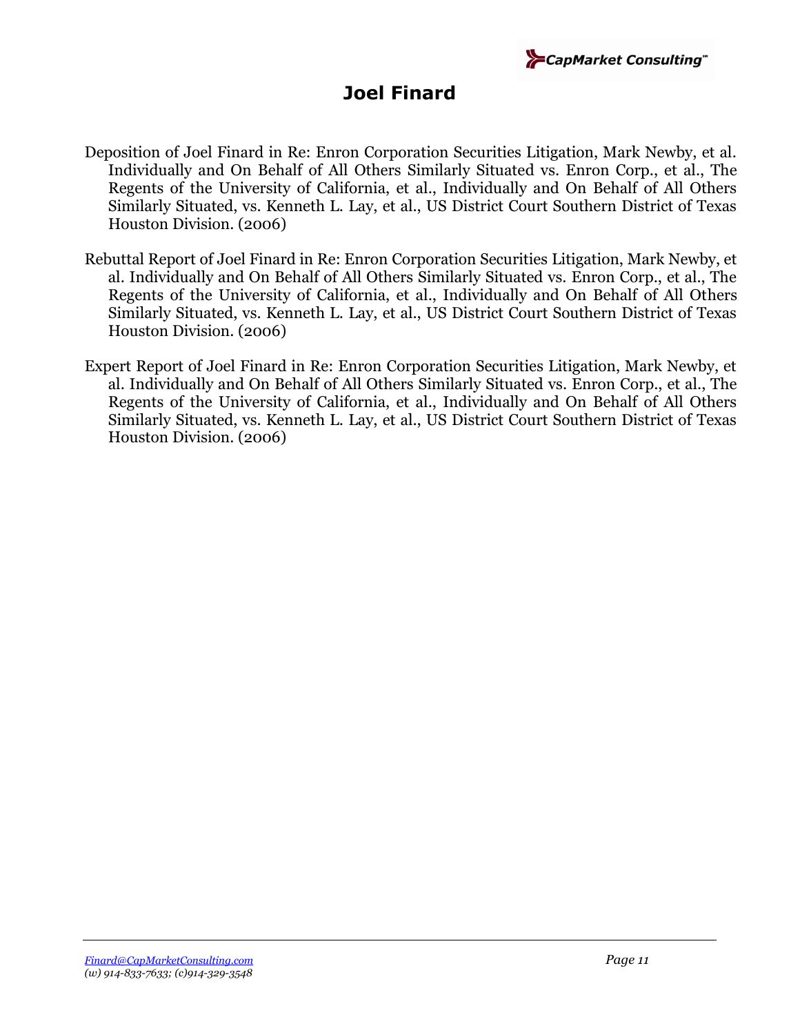# Joel Finard

Deposition of Joel Finard in Re: Enron Corporation Securities Litigation, Mark Newby, et al. Individually and On Behalf of All Others Similarly Situated vs. Enron Corp., et al., The Regents of the University of California, et al., Individually and On Behalf of All Others Similarly Situated, vs. Kenneth L. Lay, et al., US District Court Southern District of Texas Houston Division. (2006)

Rebuttal Report of Joel Finard in Re: Enron Corporation Securities Litigation, Mark Newby, et al. Individually and On Behalf of All Others Similarly Situated vs. Enron Corp., et al., The Regents of the University of California, et al., Individually and On Behalf of All Others Similarly Situated, vs. Kenneth L. Lay, et al., US District Court Southern District of Texas Houston Division. (2006)

Expert Report of Joel Finard in Re: Enron Corporation Securities Litigation, Mark Newby, et al. Individually and On Behalf of All Others Similarly Situated vs. Enron Corp., et al., The Regents of the University of California, et al., Individually and On Behalf of All Others Similarly Situated, vs. Kenneth L. Lay, et al., US District Court Southern District of Texas Houston Division. (2006)